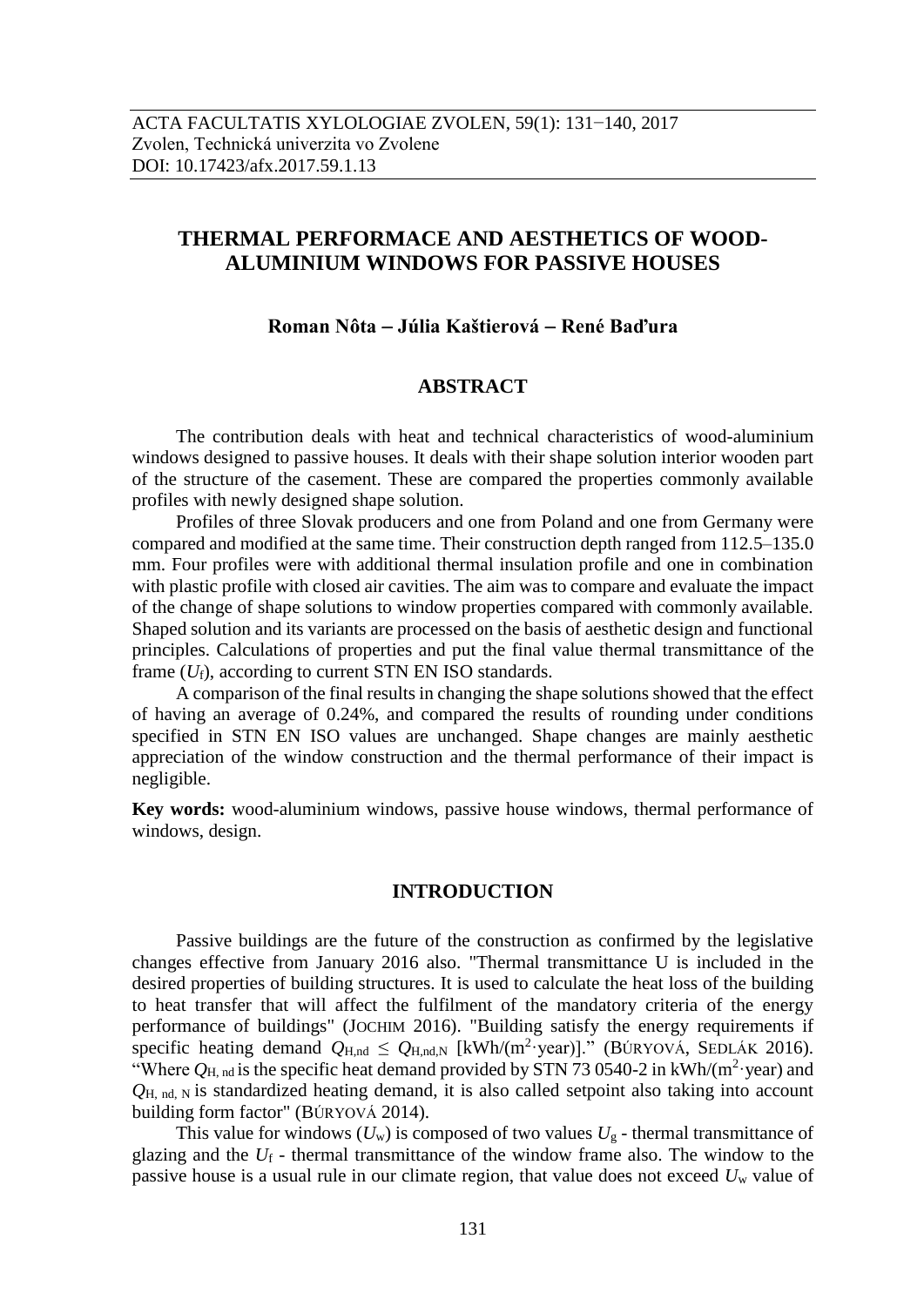# THERMAL PERFORMACE AND AESTHETICS OF WOOD-ALUMINIUM WINDOWS FOR PASSIVE HOUSES

**Roman Nôta – Júlia Kaštierová – René Baďura**

## ABSTRACT

The contribution deals with heat and technical characteristics of wood-aluminium windows designed to passive houses. It deals with their shape solution interior wooden part of the structure of the casement. These are compared the properties commonly available profiles with newly designed shape solution.

Profiles of three Slovak producers and one from Poland and one from Germany were compared and modified at the same time. Their construction depth ranged from 112.5–135.0 mm. Four profiles were with additional thermal insulation profile and one in combination with plastic profile with closed air cavities. The aim was to compare and evaluate the impact of the change of shape solutions to window properties compared with commonly available. Shaped solution and its variants are processed on the basis of aesthetic design and functional principles. Calculations of properties and put the final value thermal transmittance of the frame ($U_f$), according to current STN EN ISO standards.

A comparison of the final results in changing the shape solutions showed that the effect of having an average of 0.24%, and compared the results of rounding under conditions specified in STN EN ISO values are unchanged. Shape changes are mainly aesthetic appreciation of the window construction and the thermal performance of their impact is negligible.

**Key words:** wood-aluminium windows, passive house windows, thermal performance of windows, design.

## INTRODUCTION

Passive buildings are the future of the construction as confirmed by the legislative changes effective from January 2016 also. "Thermal transmittance U is included in the desired properties of building structures. It is used to calculate the heat loss of the building to heat transfer that will affect the fulfilment of the mandatory criteria of the energy performance of buildings" (JOCHIM 2016). "Building satisfy the energy requirements if specific heating demand $Q_{H,nd} \leq Q_{H,nd,N}$ [kWh/(m$^2$·year)]." (BÚRYOVÁ, SEDLÁK 2016). "Where $Q_{H,\,nd}$ is the specific heat demand provided by STN 73 0540-2 in kWh/(m$^2$·year) and $Q_{H,\,nd,\,N}$ is standardized heating demand, it is also called setpoint also taking into account building form factor" (BÚRYOVÁ 2014).

This value for windows ($U_w$) is composed of two values $U_g$ - thermal transmittance of glazing and the $U_f$ - thermal transmittance of the window frame also. The window to the passive house is a usual rule in our climate region, that value does not exceed $U_w$ value of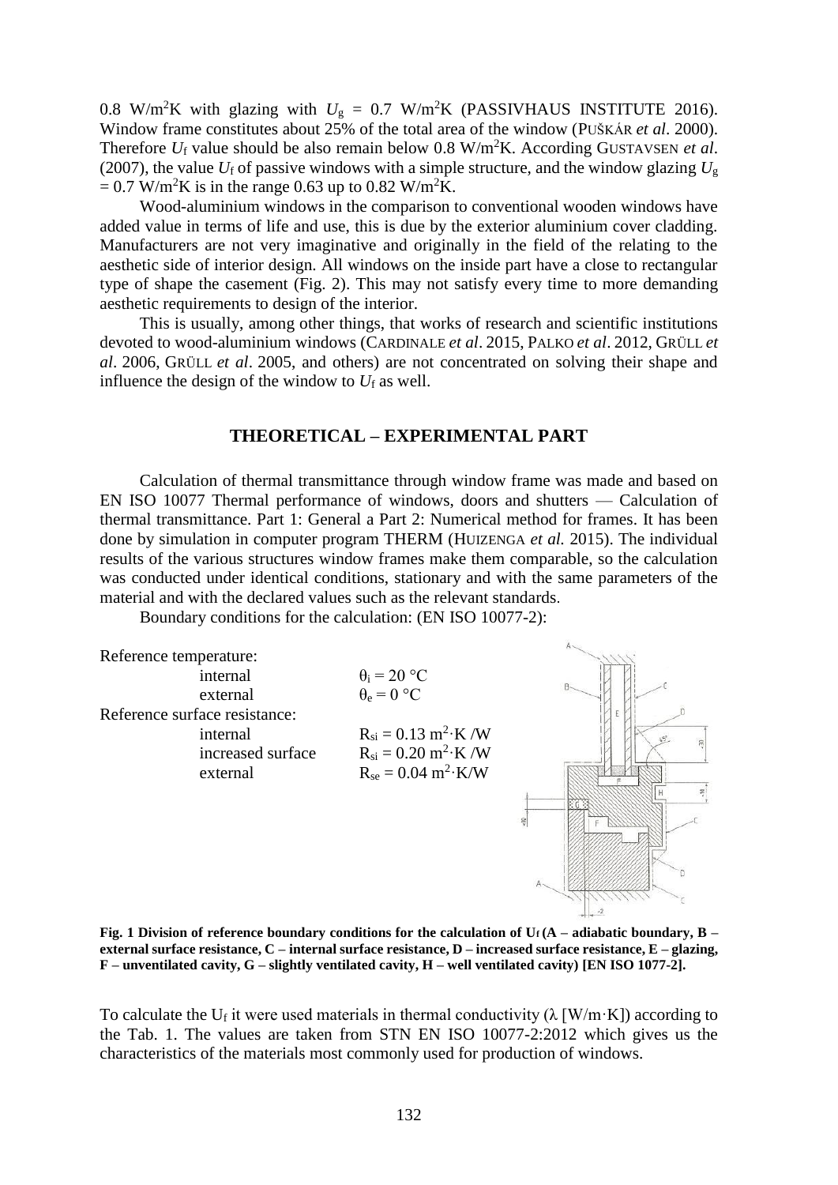0.8 W/m$^2$K with glazing with $U_g$ = 0.7 W/m$^2$K (PASSIVHAUS INSTITUTE 2016). Window frame constitutes about 25% of the total area of the window (PUŠKÁR *et al*. 2000). Therefore $U_f$ value should be also remain below 0.8 W/m$^2$K. According GUSTAVSEN *et al*. (2007), the value $U_f$ of passive windows with a simple structure, and the window glazing $U_g$ = 0.7 W/m$^2$K is in the range 0.63 up to 0.82 W/m$^2$K.

Wood-aluminium windows in the comparison to conventional wooden windows have added value in terms of life and use, this is due by the exterior aluminium cover cladding. Manufacturers are not very imaginative and originally in the field of the relating to the aesthetic side of interior design. All windows on the inside part have a close to rectangular type of shape the casement (Fig. 2). This may not satisfy every time to more demanding aesthetic requirements to design of the interior.

This is usually, among other things, that works of research and scientific institutions devoted to wood-aluminium windows (CARDINALE *et al*. 2015, PALKO *et al*. 2012, GRÜLL *et al*. 2006, GRÜLL *et al*. 2005, and others) are not concentrated on solving their shape and influence the design of the window to $U_f$ as well.

## THEORETICAL – EXPERIMENTAL PART

Calculation of thermal transmittance through window frame was made and based on EN ISO 10077 Thermal performance of windows, doors and shutters — Calculation of thermal transmittance. Part 1: General a Part 2: Numerical method for frames. It has been done by simulation in computer program THERM (HUIZENGA *et al.* 2015). The individual results of the various structures window frames make them comparable, so the calculation was conducted under identical conditions, stationary and with the same parameters of the material and with the declared values such as the relevant standards.

Boundary conditions for the calculation: (EN ISO 10077-2):

Reference temperature:
- internal $\theta_i = 20$ °C
- external $\theta_e = 0$ °C

Reference surface resistance:
- internal $R_{si} = 0.13$ m$^2$·K /W
- increased surface $R_{si} = 0.20$ m$^2$·K /W
- external $R_{se} = 0.04$ m$^2$·K/W

**Fig. 1 Division of reference boundary conditions for the calculation of $U_f$ (A – adiabatic boundary, B – external surface resistance, C – internal surface resistance, D – increased surface resistance, E – glazing, F – unventilated cavity, G – slightly ventilated cavity, H – well ventilated cavity) [EN ISO 1077-2].**

To calculate the $U_f$ it were used materials in thermal conductivity ($\lambda$ [W/m·K]) according to the Tab. 1. The values are taken from STN EN ISO 10077-2:2012 which gives us the characteristics of the materials most commonly used for production of windows.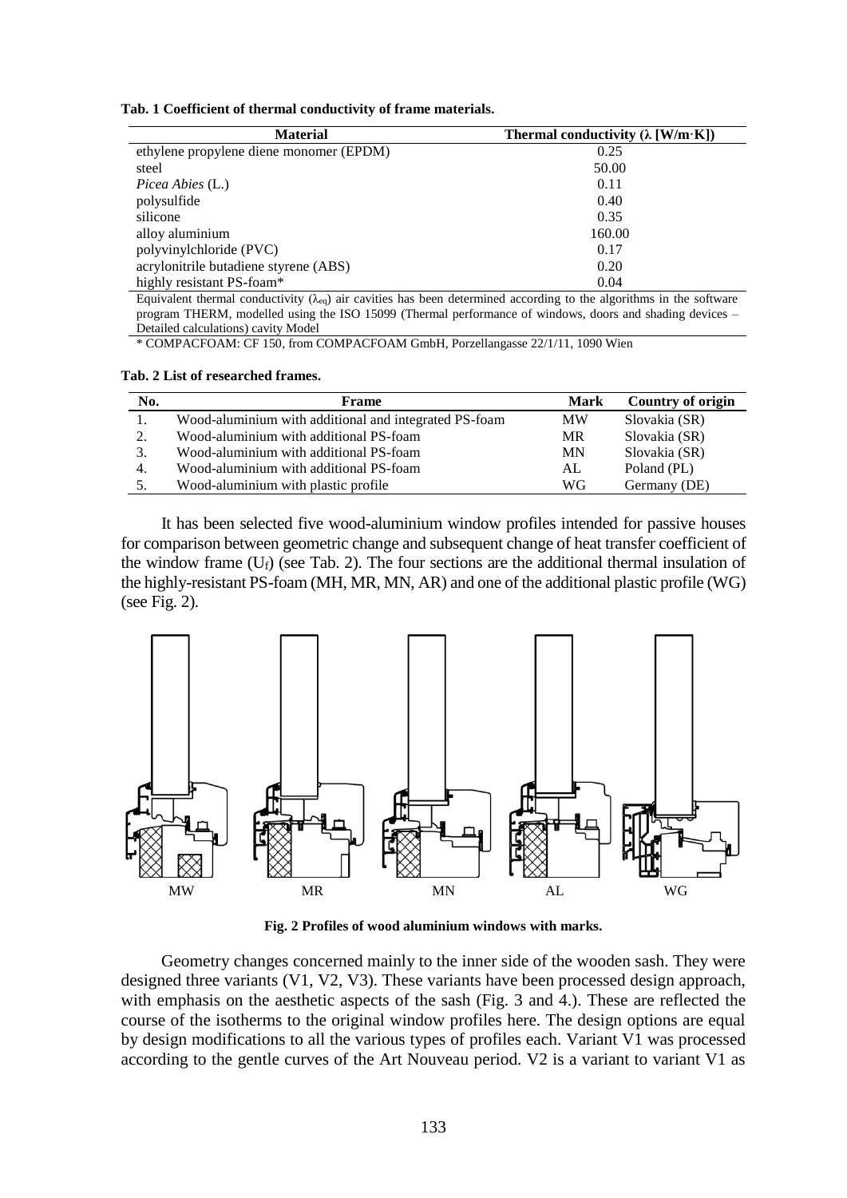**Tab. 1 Coefficient of thermal conductivity of frame materials.**

| Material | Thermal conductivity ($\lambda$ [W/m·K]) |
|---|---|
| ethylene propylene diene monomer (EPDM) | 0.25 |
| steel | 50.00 |
| *Picea Abies* (L.) | 0.11 |
| polysulfide | 0.40 |
| silicone | 0.35 |
| alloy aluminium | 160.00 |
| polyvinylchloride (PVC) | 0.17 |
| acrylonitrile butadiene styrene (ABS) | 0.20 |
| highly resistant PS-foam* | 0.04 |

Equivalent thermal conductivity ($\lambda_{eq}$) air cavities has been determined according to the algorithms in the software program THERM, modelled using the ISO 15099 (Thermal performance of windows, doors and shading devices – Detailed calculations) cavity Model

\* COMPACFOAM: CF 150, from COMPACFOAM GmbH, Porzellangasse 22/1/11, 1090 Wien

**Tab. 2 List of researched frames.**

| No. | Frame | Mark | Country of origin |
|---|---|---|---|
| 1. | Wood-aluminium with additional and integrated PS-foam | MW | Slovakia (SR) |
| 2. | Wood-aluminium with additional PS-foam | MR | Slovakia (SR) |
| 3. | Wood-aluminium with additional PS-foam | MN | Slovakia (SR) |
| 4. | Wood-aluminium with additional PS-foam | AL | Poland (PL) |
| 5. | Wood-aluminium with plastic profile | WG | Germany (DE) |

It has been selected five wood-aluminium window profiles intended for passive houses for comparison between geometric change and subsequent change of heat transfer coefficient of the window frame ($U_f$) (see Tab. 2). The four sections are the additional thermal insulation of the highly-resistant PS-foam (MH, MR, MN, AR) and one of the additional plastic profile (WG) (see Fig. 2).

MW MR MN AL WG

**Fig. 2 Profiles of wood aluminium windows with marks.**

Geometry changes concerned mainly to the inner side of the wooden sash. They were designed three variants (V1, V2, V3). These variants have been processed design approach, with emphasis on the aesthetic aspects of the sash (Fig. 3 and 4.). These are reflected the course of the isotherms to the original window profiles here. The design options are equal by design modifications to all the various types of profiles each. Variant V1 was processed according to the gentle curves of the Art Nouveau period. V2 is a variant to variant V1 as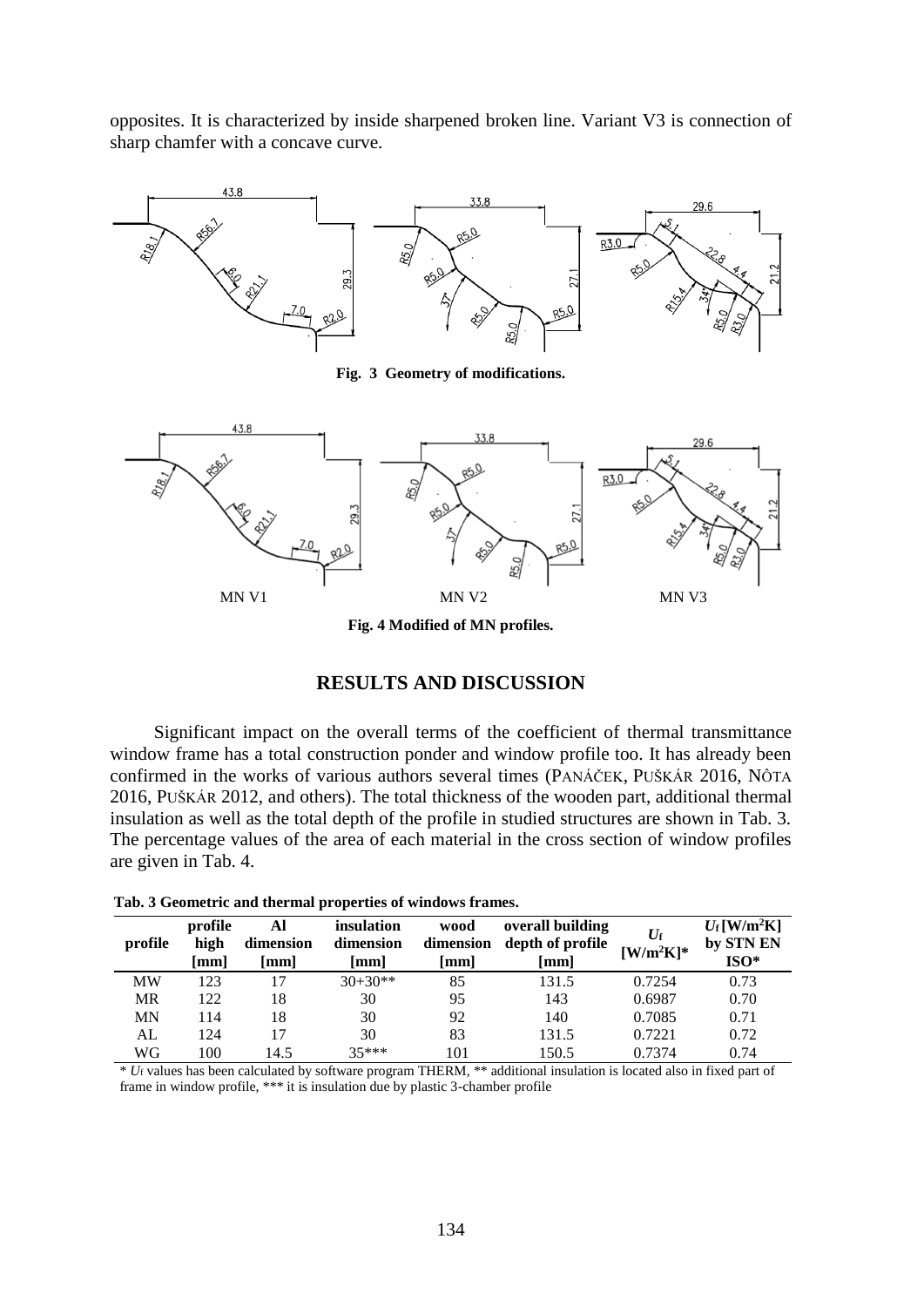opposites. It is characterized by inside sharpened broken line. Variant V3 is connection of sharp chamfer with a concave curve.

**Fig. 3 Geometry of modifications.**

MN V1 MN V2 MN V3

**Fig. 4 Modified of MN profiles.**

## RESULTS AND DISCUSSION

Significant impact on the overall terms of the coefficient of thermal transmittance window frame has a total construction ponder and window profile too. It has already been confirmed in the works of various authors several times (PANÁČEK, PUŠKÁR 2016, NÔTA 2016, PUŠKÁR 2012, and others). The total thickness of the wooden part, additional thermal insulation as well as the total depth of the profile in studied structures are shown in Tab. 3. The percentage values of the area of each material in the cross section of window profiles are given in Tab. 4.

**Tab. 3 Geometric and thermal properties of windows frames.**

| profile | profile high [mm] | Al dimension [mm] | insulation dimension [mm] | wood dimension [mm] | overall building depth of profile [mm] | $U_f$ [W/m$^2$K]* | $U_f$ [W/m$^2$K] by STN EN ISO* |
|---|---|---|---|---|---|---|---|
| MW | 123 | 17 | 30+30** | 85 | 131.5 | 0.7254 | 0.73 |
| MR | 122 | 18 | 30 | 95 | 143 | 0.6987 | 0.70 |
| MN | 114 | 18 | 30 | 92 | 140 | 0.7085 | 0.71 |
| AL | 124 | 17 | 30 | 83 | 131.5 | 0.7221 | 0.72 |
| WG | 100 | 14.5 | 35*** | 101 | 150.5 | 0.7374 | 0.74 |

* $U_f$ values has been calculated by software program THERM, ** additional insulation is located also in fixed part of frame in window profile, *** it is insulation due by plastic 3-chamber profile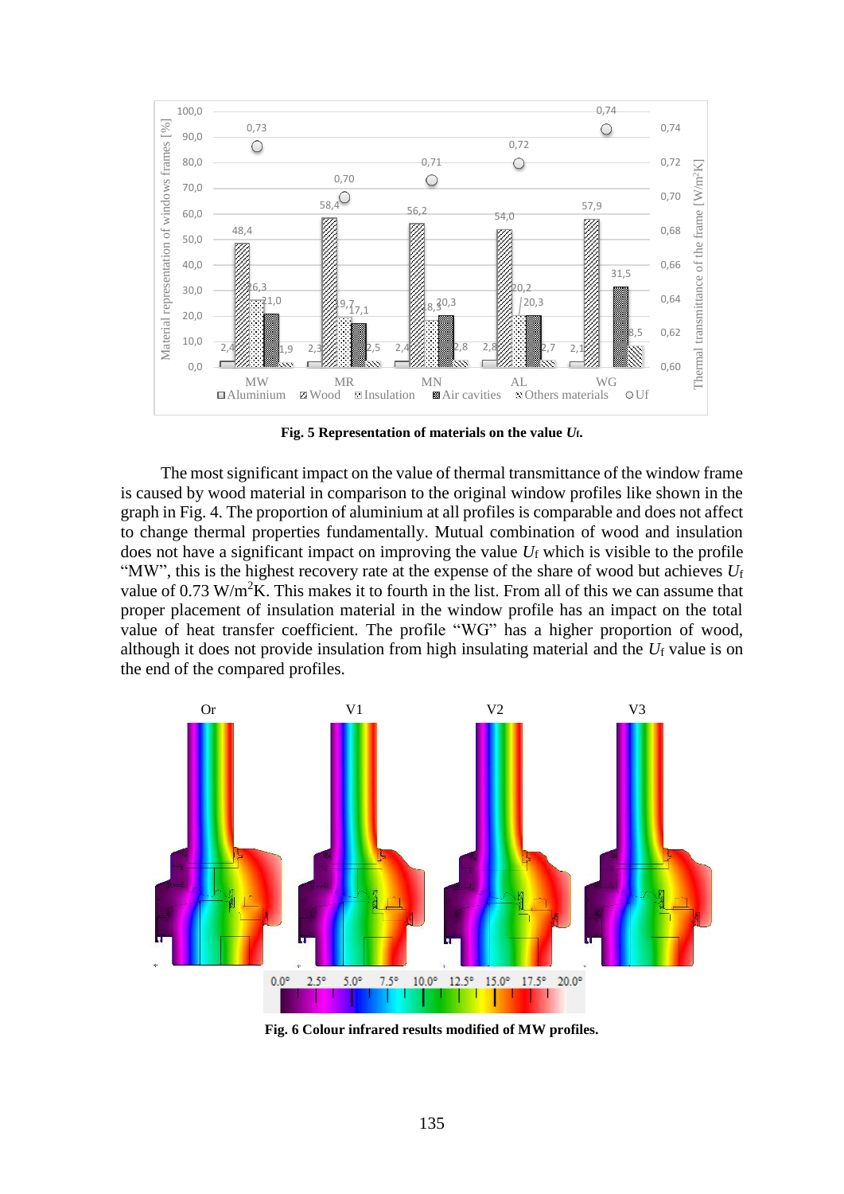Fig. 5 Representation of materials on the value $U_f$.

The most significant impact on the value of thermal transmittance of the window frame is caused by wood material in comparison to the original window profiles like shown in the graph in Fig. 4. The proportion of aluminium at all profiles is comparable and does not affect to change thermal properties fundamentally. Mutual combination of wood and insulation does not have a significant impact on improving the value $U_f$ which is visible to the profile "MW", this is the highest recovery rate at the expense of the share of wood but achieves $U_f$ value of 0.73 W/m$^2$K. This makes it to fourth in the list. From all of this we can assume that proper placement of insulation material in the window profile has an impact on the total value of heat transfer coefficient. The profile "WG" has a higher proportion of wood, although it does not provide insulation from high insulating material and the $U_f$ value is on the end of the compared profiles.

Fig. 6 Colour infrared results modified of MW profiles.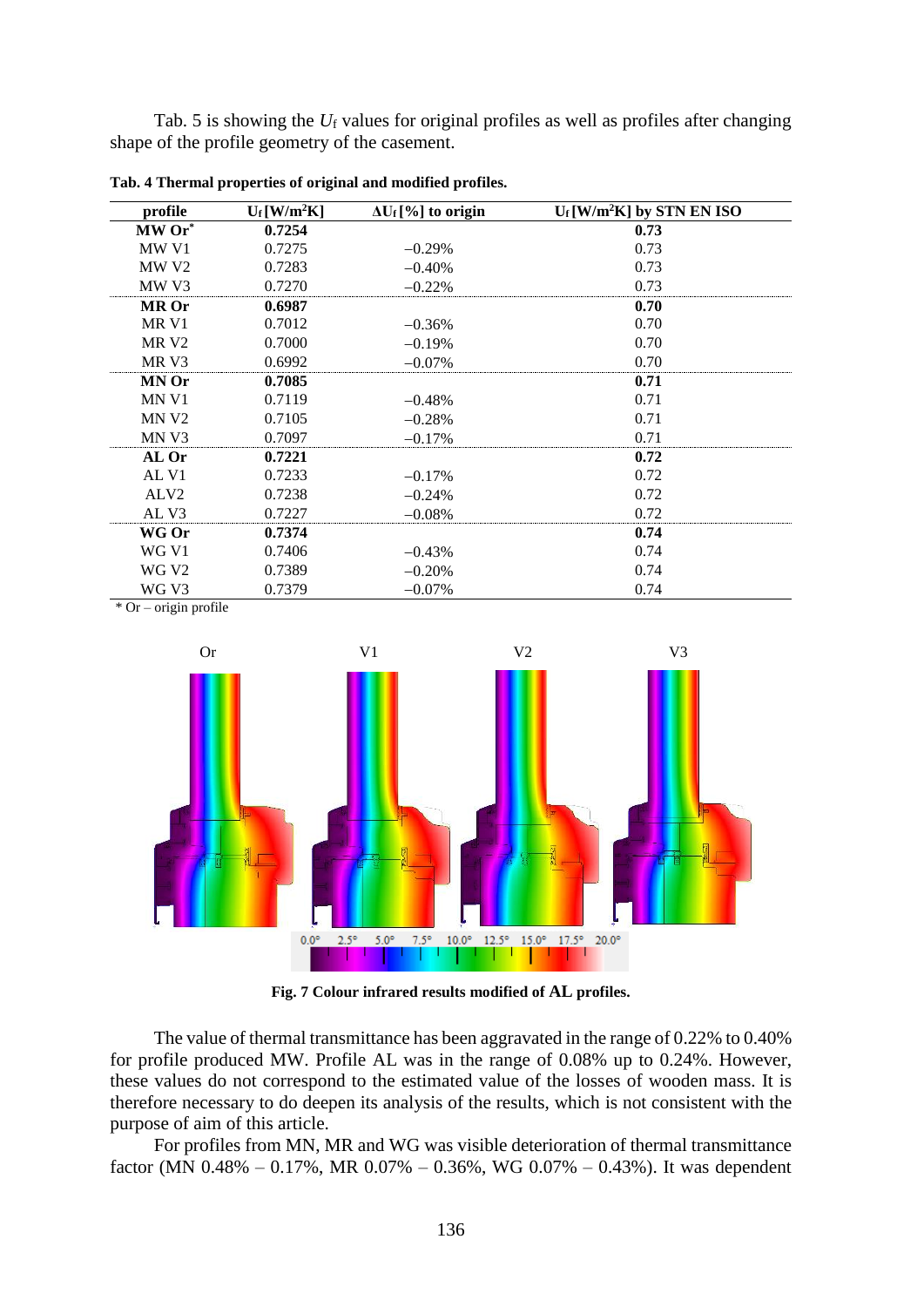Tab. 5 is showing the $U_f$ values for original profiles as well as profiles after changing shape of the profile geometry of the casement.

**Tab. 4 Thermal properties of original and modified profiles.**

| profile | $U_f$ [W/m²K] | $\Delta U_f$ [%] to origin | $U_f$ [W/m²K] by STN EN ISO |
|---|---|---|---|
| **MW Or*** | **0.7254** | | **0.73** |
| MW V1 | 0.7275 | −0.29% | 0.73 |
| MW V2 | 0.7283 | −0.40% | 0.73 |
| MW V3 | 0.7270 | −0.22% | 0.73 |
| **MR Or** | **0.6987** | | **0.70** |
| MR V1 | 0.7012 | −0.36% | 0.70 |
| MR V2 | 0.7000 | −0.19% | 0.70 |
| MR V3 | 0.6992 | −0.07% | 0.70 |
| **MN Or** | **0.7085** | | **0.71** |
| MN V1 | 0.7119 | −0.48% | 0.71 |
| MN V2 | 0.7105 | −0.28% | 0.71 |
| MN V3 | 0.7097 | −0.17% | 0.71 |
| **AL Or** | **0.7221** | | **0.72** |
| AL V1 | 0.7233 | −0.17% | 0.72 |
| ALV2 | 0.7238 | −0.24% | 0.72 |
| AL V3 | 0.7227 | −0.08% | 0.72 |
| **WG Or** | **0.7374** | | **0.74** |
| WG V1 | 0.7406 | −0.43% | 0.74 |
| WG V2 | 0.7389 | −0.20% | 0.74 |
| WG V3 | 0.7379 | −0.07% | 0.74 |

\* Or – origin profile

**Fig. 7 Colour infrared results modified of AL profiles.**

The value of thermal transmittance has been aggravated in the range of 0.22% to 0.40% for profile produced MW. Profile AL was in the range of 0.08% up to 0.24%. However, these values do not correspond to the estimated value of the losses of wooden mass. It is therefore necessary to do deepen its analysis of the results, which is not consistent with the purpose of aim of this article.

For profiles from MN, MR and WG was visible deterioration of thermal transmittance factor (MN 0.48% – 0.17%, MR 0.07% – 0.36%, WG 0.07% – 0.43%). It was dependent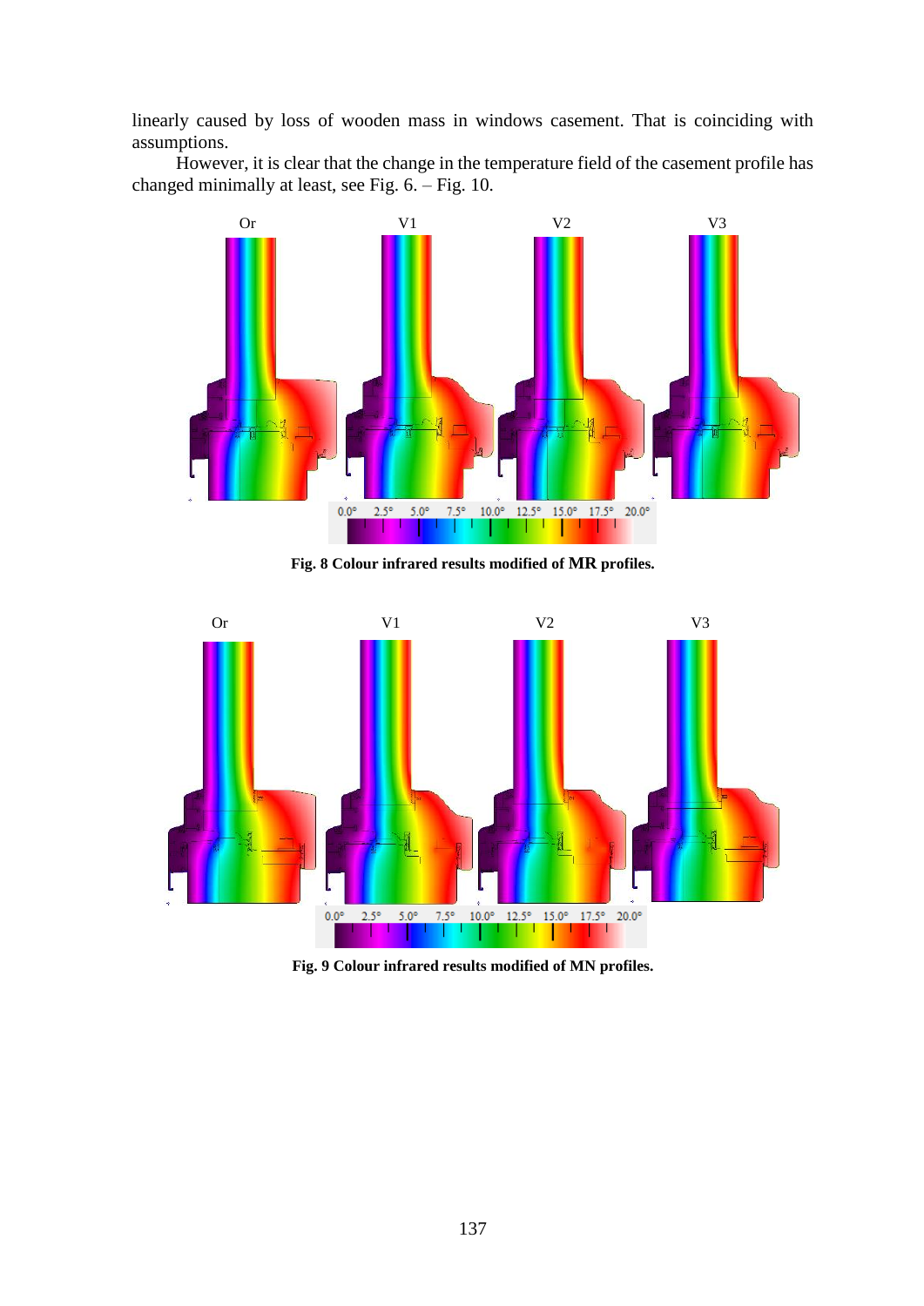linearly caused by loss of wooden mass in windows casement. That is coinciding with assumptions.

However, it is clear that the change in the temperature field of the casement profile has changed minimally at least, see Fig. 6. – Fig. 10.

**Fig. 8 Colour infrared results modified of MR profiles.**

**Fig. 9 Colour infrared results modified of MN profiles.**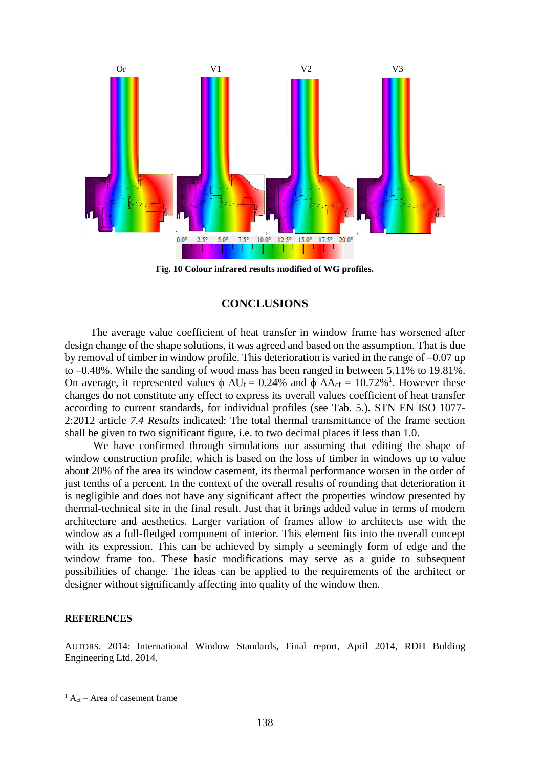Fig. 10 Colour infrared results modified of WG profiles.

## CONCLUSIONS

The average value coefficient of heat transfer in window frame has worsened after design change of the shape solutions, it was agreed and based on the assumption. That is due by removal of timber in window profile. This deterioration is varied in the range of –0.07 up to –0.48%. While the sanding of wood mass has been ranged in between 5.11% to 19.81%. On average, it represented values $\phi\ \Delta U_f = 0.24\%$ and $\phi\ \Delta A_{cf} = 10.72\%$[1]. However these changes do not constitute any effect to express its overall values coefficient of heat transfer according to current standards, for individual profiles (see Tab. 5.). STN EN ISO 1077-2:2012 article *7.4 Results* indicated: The total thermal transmittance of the frame section shall be given to two significant figure, i.e. to two decimal places if less than 1.0.

We have confirmed through simulations our assuming that editing the shape of window construction profile, which is based on the loss of timber in windows up to value about 20% of the area its window casement, its thermal performance worsen in the order of just tenths of a percent. In the context of the overall results of rounding that deterioration it is negligible and does not have any significant affect the properties window presented by thermal-technical site in the final result. Just that it brings added value in terms of modern architecture and aesthetics. Larger variation of frames allow to architects use with the window as a full-fledged component of interior. This element fits into the overall concept with its expression. This can be achieved by simply a seemingly form of edge and the window frame too. These basic modifications may serve as a guide to subsequent possibilities of change. The ideas can be applied to the requirements of the architect or designer without significantly affecting into quality of the window then.

## REFERENCES

AUTORS. 2014: International Window Standards, Final report, April 2014, RDH Bulding Engineering Ltd. 2014.

[1] $A_{cf}$ – Area of casement frame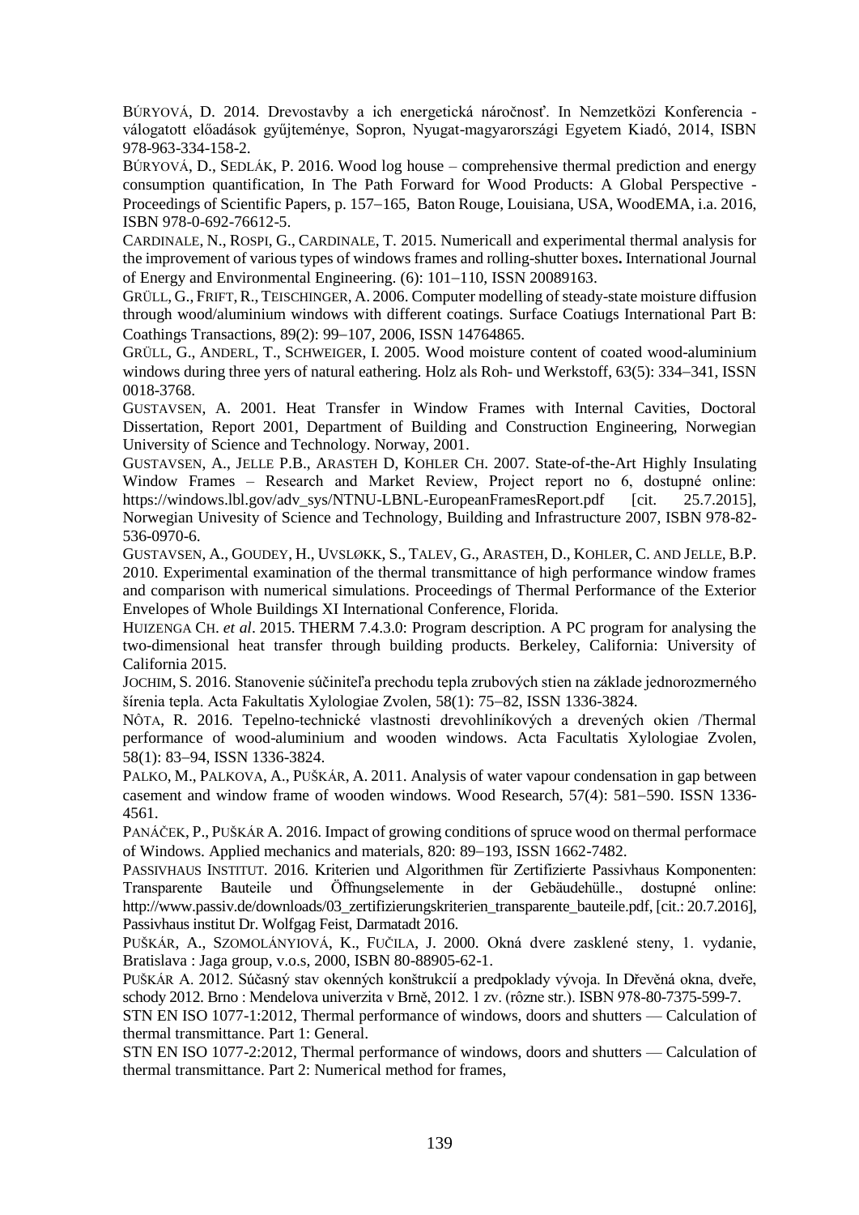BÚRYOVÁ, D. 2014. Drevostavby a ich energetická náročnosť. In Nemzetközi Konferencia - válogatott előadások gyűjteménye, Sopron, Nyugat-magyarországi Egyetem Kiadó, 2014, ISBN 978-963-334-158-2.

BÚRYOVÁ, D., SEDLÁK, P. 2016. Wood log house – comprehensive thermal prediction and energy consumption quantification, In The Path Forward for Wood Products: A Global Perspective - Proceedings of Scientific Papers, p. 157–165, Baton Rouge, Louisiana, USA, WoodEMA, i.a. 2016, ISBN 978-0-692-76612-5.

CARDINALE, N., ROSPI, G., CARDINALE, T. 2015. Numericall and experimental thermal analysis for the improvement of various types of windows frames and rolling-shutter boxes**.** International Journal of Energy and Environmental Engineering. (6): 101–110, ISSN 20089163.

GRÜLL, G., FRIFT, R., TEISCHINGER, A. 2006. Computer modelling of steady-state moisture diffusion through wood/aluminium windows with different coatings. Surface Coatiugs International Part B: Coathings Transactions, 89(2): 99–107, 2006, ISSN 14764865.

GRÜLL, G., ANDERL, T., SCHWEIGER, I. 2005. Wood moisture content of coated wood-aluminium windows during three yers of natural eathering. Holz als Roh- und Werkstoff, 63(5): 334–341, ISSN 0018-3768.

GUSTAVSEN, A. 2001. Heat Transfer in Window Frames with Internal Cavities, Doctoral Dissertation, Report 2001, Department of Building and Construction Engineering, Norwegian University of Science and Technology. Norway, 2001.

GUSTAVSEN, A., JELLE P.B., ARASTEH D, KOHLER CH. 2007. State-of-the-Art Highly Insulating Window Frames – Research and Market Review, Project report no 6, dostupné online: https://windows.lbl.gov/adv_sys/NTNU-LBNL-EuropeanFramesReport.pdf [cit. 25.7.2015], Norwegian Univesity of Science and Technology, Building and Infrastructure 2007, ISBN 978-82-536-0970-6.

GUSTAVSEN, A., GOUDEY, H., UVSLØKK, S., TALEV, G., ARASTEH, D., KOHLER, C. AND JELLE, B.P. 2010. Experimental examination of the thermal transmittance of high performance window frames and comparison with numerical simulations. Proceedings of Thermal Performance of the Exterior Envelopes of Whole Buildings XI International Conference, Florida.

HUIZENGA CH. *et al*. 2015. THERM 7.4.3.0: Program description. A PC program for analysing the two-dimensional heat transfer through building products. Berkeley, California: University of California 2015.

JOCHIM, S. 2016. Stanovenie súčiniteľa prechodu tepla zrubových stien na základe jednorozmerného šírenia tepla. Acta Fakultatis Xylologiae Zvolen, 58(1): 75–82, ISSN 1336-3824.

NÔTA, R. 2016. Tepelno-technické vlastnosti drevohliníkových a drevených okien /Thermal performance of wood-aluminium and wooden windows. Acta Facultatis Xylologiae Zvolen, 58(1): 83–94, ISSN 1336-3824.

PALKO, M., PALKOVA, A., PUŠKÁR, A. 2011. Analysis of water vapour condensation in gap between casement and window frame of wooden windows. Wood Research, 57(4): 581–590. ISSN 1336-4561.

PANÁČEK, P., PUŠKÁR A. 2016. Impact of growing conditions of spruce wood on thermal performace of Windows. Applied mechanics and materials, 820: 89–193, ISSN 1662-7482.

PASSIVHAUS INSTITUT. 2016. Kriterien und Algorithmen für Zertifizierte Passivhaus Komponenten: Transparente Bauteile und Öffnungselemente in der Gebäudehülle., dostupné online: http://www.passiv.de/downloads/03_zertifizierungskriterien_transparente_bauteile.pdf, [cit.: 20.7.2016], Passivhaus institut Dr. Wolfgag Feist, Darmatadt 2016.

PUŠKÁR, A., SZOMOLÁNYIOVÁ, K., FUČILA, J. 2000. Okná dvere zasklené steny, 1. vydanie, Bratislava : Jaga group, v.o.s, 2000, ISBN 80-88905-62-1.

PUŠKÁR A. 2012. Súčasný stav okenných konštrukcií a predpoklady vývoja. In Dřevěná okna, dveře, schody 2012. Brno : Mendelova univerzita v Brně, 2012. 1 zv. (rôzne str.). ISBN 978-80-7375-599-7.

STN EN ISO 1077-1:2012, Thermal performance of windows, doors and shutters — Calculation of thermal transmittance. Part 1: General.

STN EN ISO 1077-2:2012, Thermal performance of windows, doors and shutters — Calculation of thermal transmittance. Part 2: Numerical method for frames,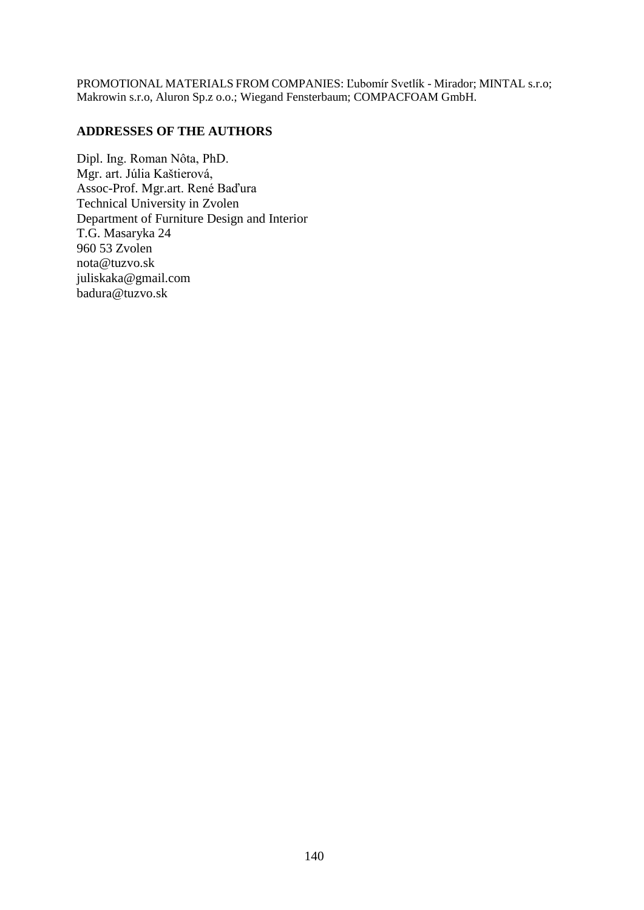PROMOTIONAL MATERIALS FROM COMPANIES: Ľubomír Svetlík - Mirador; MINTAL s.r.o; Makrowin s.r.o, Aluron Sp.z o.o.; Wiegand Fensterbaum; COMPACFOAM GmbH.

**ADDRESSES OF THE AUTHORS**

Dipl. Ing. Roman Nôta, PhD.
Mgr. art. Júlia Kaštierová,
Assoc-Prof. Mgr.art. René Baďura
Technical University in Zvolen
Department of Furniture Design and Interior
T.G. Masaryka 24
960 53 Zvolen
nota@tuzvo.sk
juliskaka@gmail.com
badura@tuzvo.sk